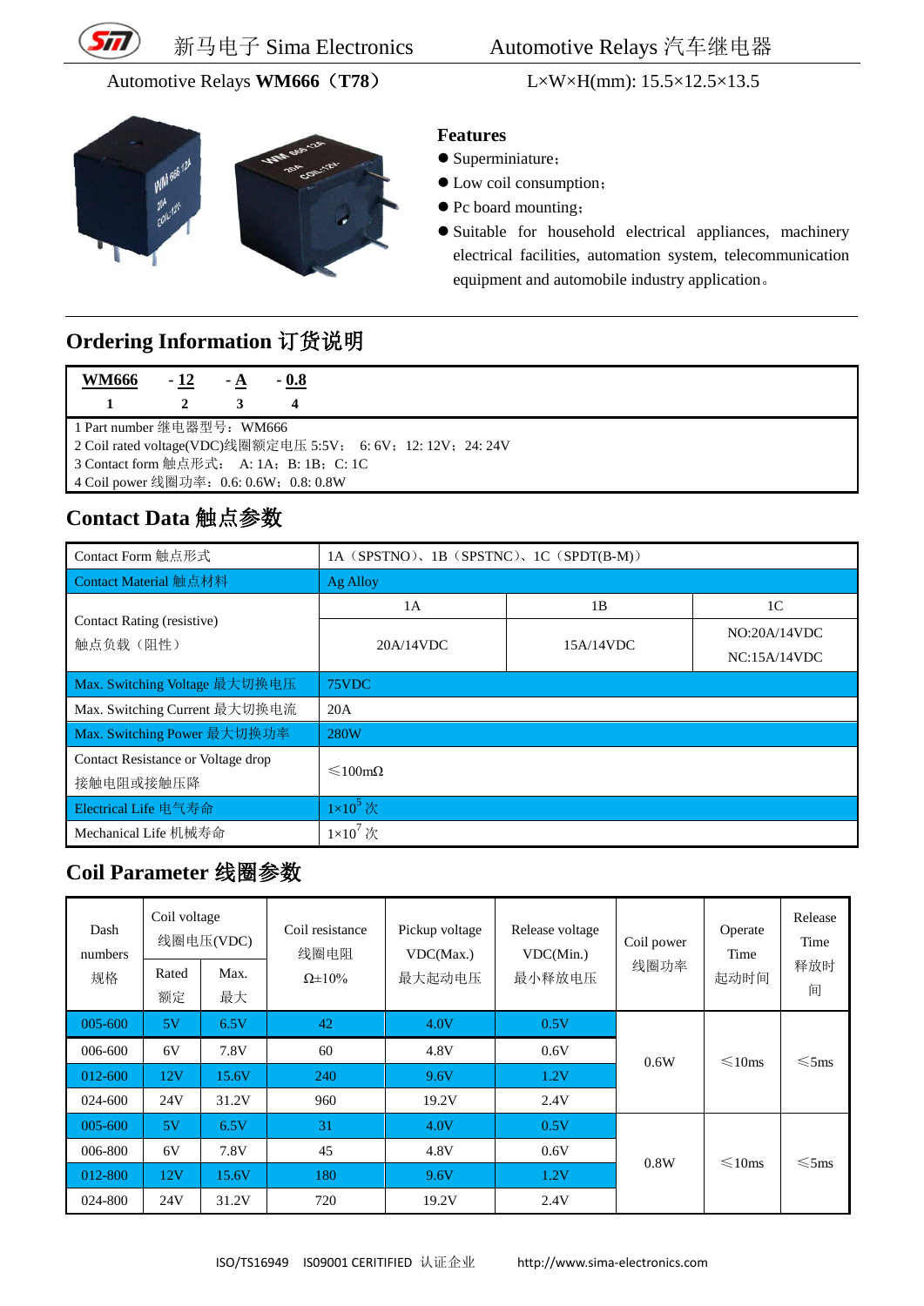新马电子 Sima Electronics　　Automotive Relays 汽车继电器

Automotive Relays **WM666**（**T78**）　　L×W×H(mm): 15.5×12.5×13.5

**Features**

- Superminiature;
- Low coil consumption;
- Pc board mounting;
- Suitable for household electrical appliances, machinery electrical facilities, automation system, telecommunication equipment and automobile industry application。

## Ordering Information 订货说明

| WM666 | - 12 | - A | - 0.8 |
|---|---|---|---|
| 1 | 2 | 3 | 4 |

1 Part number 继电器型号：WM666
2 Coil rated voltage(VDC)线圈额定电压 5:5V； 6: 6V；12: 12V；24: 24V
3 Contact form 触点形式： A: 1A；B: 1B；C: 1C
4 Coil power 线圈功率：0.6: 0.6W；0.8: 0.8W

## Contact Data 触点参数

| Contact Form 触点形式 | 1A（SPSTNO）、1B（SPSTNC）、1C（SPDT(B-M)） | | |
|---|---|---|---|
| Contact Material 触点材料 | Ag Alloy | | |
| Contact Rating (resistive) 触点负载（阻性） | 1A | 1B | 1C |
| | 20A/14VDC | 15A/14VDC | NO:20A/14VDC NC:15A/14VDC |
| Max. Switching Voltage 最大切换电压 | 75VDC | | |
| Max. Switching Current 最大切换电流 | 20A | | |
| Max. Switching Power 最大切换功率 | 280W | | |
| Contact Resistance or Voltage drop 接触电阻或接触压降 | ≤100mΩ | | |
| Electrical Life 电气寿命 | $1\times10^5$ 次 | | |
| Mechanical Life 机械寿命 | $1\times10^7$ 次 | | |

## Coil Parameter 线圈参数

| Dash numbers 规格 | Coil voltage 线圈电压(VDC) | | Coil resistance 线圈电阻 Ω±10% | Pickup voltage VDC(Max.) 最大起动电压 | Release voltage VDC(Min.) 最小释放电压 | Coil power 线圈功率 | Operate Time 起动时间 | Release Time 释放时间 |
|---|---|---|---|---|---|---|---|---|
| | Rated 额定 | Max. 最大 | | | | | | |
| 005-600 | 5V | 6.5V | 42 | 4.0V | 0.5V | 0.6W | ≤10ms | ≤5ms |
| 006-600 | 6V | 7.8V | 60 | 4.8V | 0.6V | | | |
| 012-600 | 12V | 15.6V | 240 | 9.6V | 1.2V | | | |
| 024-600 | 24V | 31.2V | 960 | 19.2V | 2.4V | | | |
| 005-600 | 5V | 6.5V | 31 | 4.0V | 0.5V | 0.8W | ≤10ms | ≤5ms |
| 006-800 | 6V | 7.8V | 45 | 4.8V | 0.6V | | | |
| 012-800 | 12V | 15.6V | 180 | 9.6V | 1.2V | | | |
| 024-800 | 24V | 31.2V | 720 | 19.2V | 2.4V | | | |

ISO/TS16949　ISO9001 CERITIFIED 认证企业　　http://www.sima-electronics.com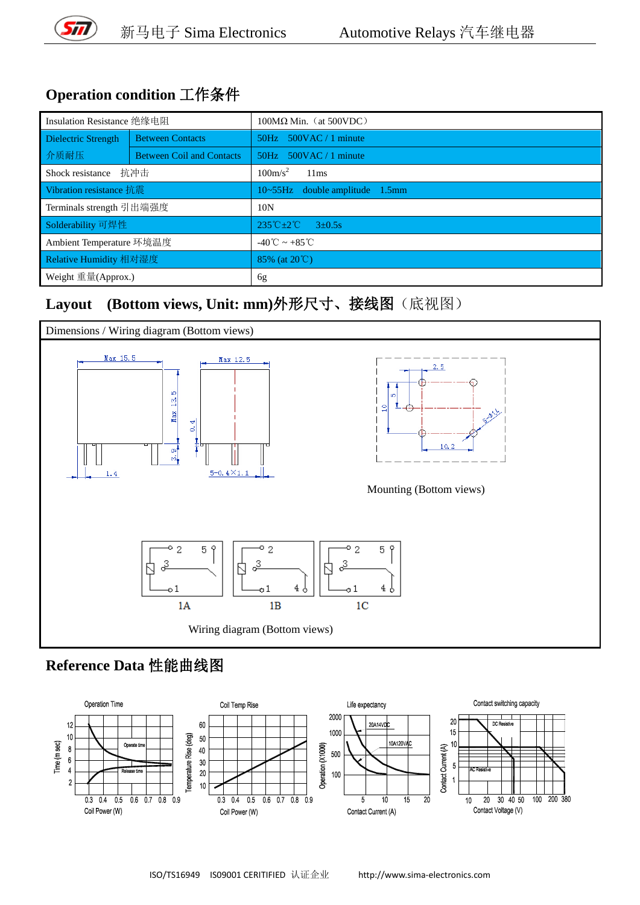## Operation condition 工作条件

| | | |
|---|---|---|
| Insulation Resistance 绝缘电阻 | | 100MΩ Min.（at 500VDC） |
| Dielectric Strength 介质耐压 | Between Contacts | 50Hz　500VAC / 1 minute |
| | Between Coil and Contacts | 50Hz　500VAC / 1 minute |
| Shock resistance　抗冲击 | | 100m/s$^2$　　11ms |
| Vibration resistance 抗震 | | 10~55Hz　double amplitude　1.5mm |
| Terminals strength 引出端强度 | | 10N |
| Solderability 可焊性 | | 235℃±2℃　　3±0.5s |
| Ambient Temperature 环境温度 | | -40℃ ~ +85℃ |
| Relative Humidity 相对湿度 | | 85% (at 20℃) |
| Weight 重量(Approx.) | | 6g |

## Layout　(Bottom views, Unit: mm)外形尺寸、接线图（底视图）

Dimensions / Wiring diagram (Bottom views)

Max 15.5
Max 12.5
Max 13.5
0.4
3.9
1.4
5-0.4×1.1

2.5
5
10
10.2
5-Φ1.4

Mounting (Bottom views)

2　5　3　1
2　3　1　4
2　5　3　1　4

1A　1B　1C

Wiring diagram (Bottom views)

## Reference Data 性能曲线图

Operation Time
Time (m sec)
12 10 8 6 4 2
Operate time
Release time
0.3 0.4 0.5 0.6 0.7 0.8 0.9
Coil Power (W)

Coil Temp Rise
Temperature Rise (deg)
60 50 40 30 20 10
0.3 0.4 0.5 0.6 0.7 0.8 0.9
Coil Power (W)

Life expectancy
Operation (X1000)
2000 1000 500 100
20A14VDC
10A120VAC
5 10 15 20
Contact Current (A)

Contact switching capacity
Contact Current (A)
20 15 10 5 1
DC Resistive
AC Resistive
10 20 30 40 50 100 200 380
Contact Voltage (V)